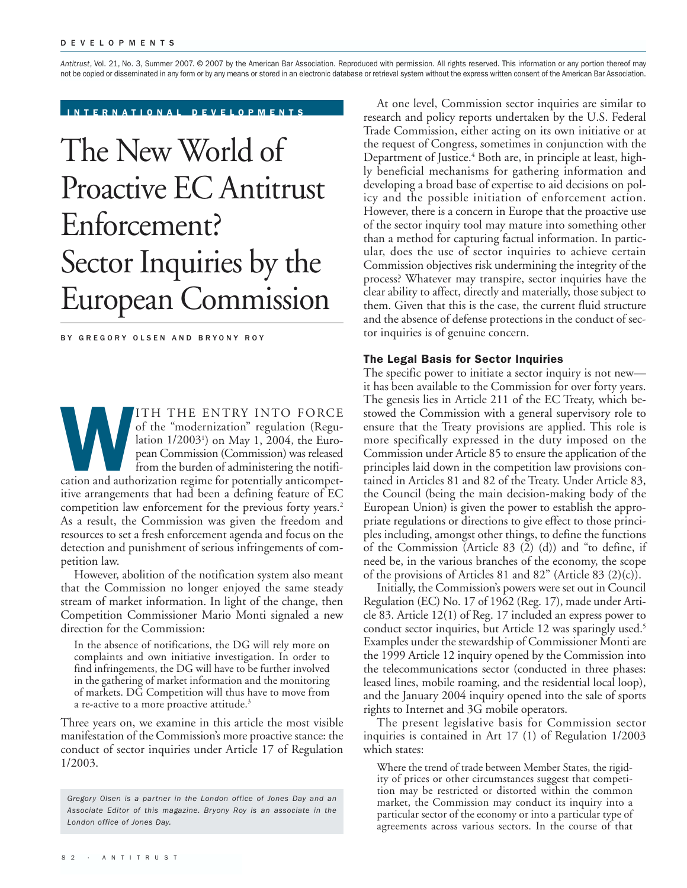Antitrust, Vol. 21, No. 3, Summer 2007. © 2007 by the American Bar Association. Reproduced with permission. All rights reserved. This information or any portion thereof may not be copied or disseminated in any form or by any means or stored in an electronic database or retrieval system without the express written consent of the American Bar Association.

INTERNATIONAL DEVELOPMENTS

# The New World of Proactive EC Antitrust Enforcement? Sector Inquiries by the European Commission

BY GREGORY OLSEN AND BRYONY ROY

With the entry into force of the "modernization" regulation (Regulation 1/2003[1]) on May 1, 2004, the European Commission (Commission) was released from the burden of administering the notification and authorization regime for potentially anticompetitive arrangements that had been a defining feature of EC competition law enforcement for the previous forty years.[2] As a result, the Commission was given the freedom and resources to set a fresh enforcement agenda and focus on the detection and punishment of serious infringements of competition law.

However, abolition of the notification system also meant that the Commission no longer enjoyed the same steady stream of market information. In light of the change, then Competition Commissioner Mario Monti signaled a new direction for the Commission:

> In the absence of notifications, the DG will rely more on complaints and own initiative investigation. In order to find infringements, the DG will have to be further involved in the gathering of market information and the monitoring of markets. DG Competition will thus have to move from a re-active to a more proactive attitude.[3]

Three years on, we examine in this article the most visible manifestation of the Commission's more proactive stance: the conduct of sector inquiries under Article 17 of Regulation 1/2003.

*Gregory Olsen is a partner in the London office of Jones Day and an Associate Editor of this magazine. Bryony Roy is an associate in the London office of Jones Day.*

At one level, Commission sector inquiries are similar to research and policy reports undertaken by the U.S. Federal Trade Commission, either acting on its own initiative or at the request of Congress, sometimes in conjunction with the Department of Justice.[4] Both are, in principle at least, highly beneficial mechanisms for gathering information and developing a broad base of expertise to aid decisions on policy and the possible initiation of enforcement action. However, there is a concern in Europe that the proactive use of the sector inquiry tool may mature into something other than a method for capturing factual information. In particular, does the use of sector inquiries to achieve certain Commission objectives risk undermining the integrity of the process? Whatever may transpire, sector inquiries have the clear ability to affect, directly and materially, those subject to them. Given that this is the case, the current fluid structure and the absence of defense protections in the conduct of sector inquiries is of genuine concern.

## The Legal Basis for Sector Inquiries

The specific power to initiate a sector inquiry is not new—it has been available to the Commission for over forty years. The genesis lies in Article 211 of the EC Treaty, which bestowed the Commission with a general supervisory role to ensure that the Treaty provisions are applied. This role is more specifically expressed in the duty imposed on the Commission under Article 85 to ensure the application of the principles laid down in the competition law provisions contained in Articles 81 and 82 of the Treaty. Under Article 83, the Council (being the main decision-making body of the European Union) is given the power to establish the appropriate regulations or directions to give effect to those principles including, amongst other things, to define the functions of the Commission (Article 83 (2) (d)) and "to define, if need be, in the various branches of the economy, the scope of the provisions of Articles 81 and 82" (Article 83 (2)(c)).

Initially, the Commission's powers were set out in Council Regulation (EC) No. 17 of 1962 (Reg. 17), made under Article 83. Article 12(1) of Reg. 17 included an express power to conduct sector inquiries, but Article 12 was sparingly used.[5] Examples under the stewardship of Commissioner Monti are the 1999 Article 12 inquiry opened by the Commission into the telecommunications sector (conducted in three phases: leased lines, mobile roaming, and the residential local loop), and the January 2004 inquiry opened into the sale of sports rights to Internet and 3G mobile operators.

The present legislative basis for Commission sector inquiries is contained in Art 17 (1) of Regulation 1/2003 which states:

> Where the trend of trade between Member States, the rigidity of prices or other circumstances suggest that competition may be restricted or distorted within the common market, the Commission may conduct its inquiry into a particular sector of the economy or into a particular type of agreements across various sectors. In the course of that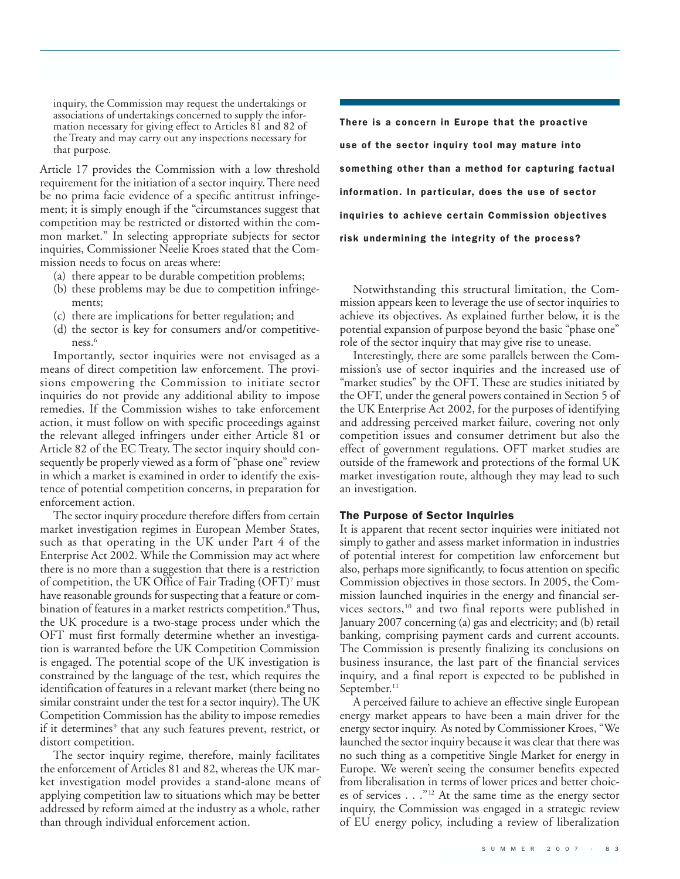inquiry, the Commission may request the undertakings or associations of undertakings concerned to supply the information necessary for giving effect to Articles 81 and 82 of the Treaty and may carry out any inspections necessary for that purpose.

Article 17 provides the Commission with a low threshold requirement for the initiation of a sector inquiry. There need be no prima facie evidence of a specific antitrust infringement; it is simply enough if the "circumstances suggest that competition may be restricted or distorted within the common market." In selecting appropriate subjects for sector inquiries, Commissioner Neelie Kroes stated that the Commission needs to focus on areas where:

(a) there appear to be durable competition problems;
(b) these problems may be due to competition infringements;
(c) there are implications for better regulation; and
(d) the sector is key for consumers and/or competitiveness.[6]

Importantly, sector inquiries were not envisaged as a means of direct competition law enforcement. The provisions empowering the Commission to initiate sector inquiries do not provide any additional ability to impose remedies. If the Commission wishes to take enforcement action, it must follow on with specific proceedings against the relevant alleged infringers under either Article 81 or Article 82 of the EC Treaty. The sector inquiry should consequently be properly viewed as a form of "phase one" review in which a market is examined in order to identify the existence of potential competition concerns, in preparation for enforcement action.

The sector inquiry procedure therefore differs from certain market investigation regimes in European Member States, such as that operating in the UK under Part 4 of the Enterprise Act 2002. While the Commission may act where there is no more than a suggestion that there is a restriction of competition, the UK Office of Fair Trading (OFT)[7] must have reasonable grounds for suspecting that a feature or combination of features in a market restricts competition.[8] Thus, the UK procedure is a two-stage process under which the OFT must first formally determine whether an investigation is warranted before the UK Competition Commission is engaged. The potential scope of the UK investigation is constrained by the language of the test, which requires the identification of features in a relevant market (there being no similar constraint under the test for a sector inquiry). The UK Competition Commission has the ability to impose remedies if it determines[9] that any such features prevent, restrict, or distort competition.

The sector inquiry regime, therefore, mainly facilitates the enforcement of Articles 81 and 82, whereas the UK market investigation model provides a stand-alone means of applying competition law to situations which may be better addressed by reform aimed at the industry as a whole, rather than through individual enforcement action.

**There is a concern in Europe that the proactive use of the sector inquiry tool may mature into something other than a method for capturing factual information. In particular, does the use of sector inquiries to achieve certain Commission objectives risk undermining the integrity of the process?**

Notwithstanding this structural limitation, the Commission appears keen to leverage the use of sector inquiries to achieve its objectives. As explained further below, it is the potential expansion of purpose beyond the basic "phase one" role of the sector inquiry that may give rise to unease.

Interestingly, there are some parallels between the Commission's use of sector inquiries and the increased use of "market studies" by the OFT. These are studies initiated by the OFT, under the general powers contained in Section 5 of the UK Enterprise Act 2002, for the purposes of identifying and addressing perceived market failure, covering not only competition issues and consumer detriment but also the effect of government regulations. OFT market studies are outside of the framework and protections of the formal UK market investigation route, although they may lead to such an investigation.

### The Purpose of Sector Inquiries

It is apparent that recent sector inquiries were initiated not simply to gather and assess market information in industries of potential interest for competition law enforcement but also, perhaps more significantly, to focus attention on specific Commission objectives in those sectors. In 2005, the Commission launched inquiries in the energy and financial services sectors,[10] and two final reports were published in January 2007 concerning (a) gas and electricity; and (b) retail banking, comprising payment cards and current accounts. The Commission is presently finalizing its conclusions on business insurance, the last part of the financial services inquiry, and a final report is expected to be published in September.[11]

A perceived failure to achieve an effective single European energy market appears to have been a main driver for the energy sector inquiry. As noted by Commissioner Kroes, "We launched the sector inquiry because it was clear that there was no such thing as a competitive Single Market for energy in Europe. We weren't seeing the consumer benefits expected from liberalisation in terms of lower prices and better choices of services . . ."[12] At the same time as the energy sector inquiry, the Commission was engaged in a strategic review of EU energy policy, including a review of liberalization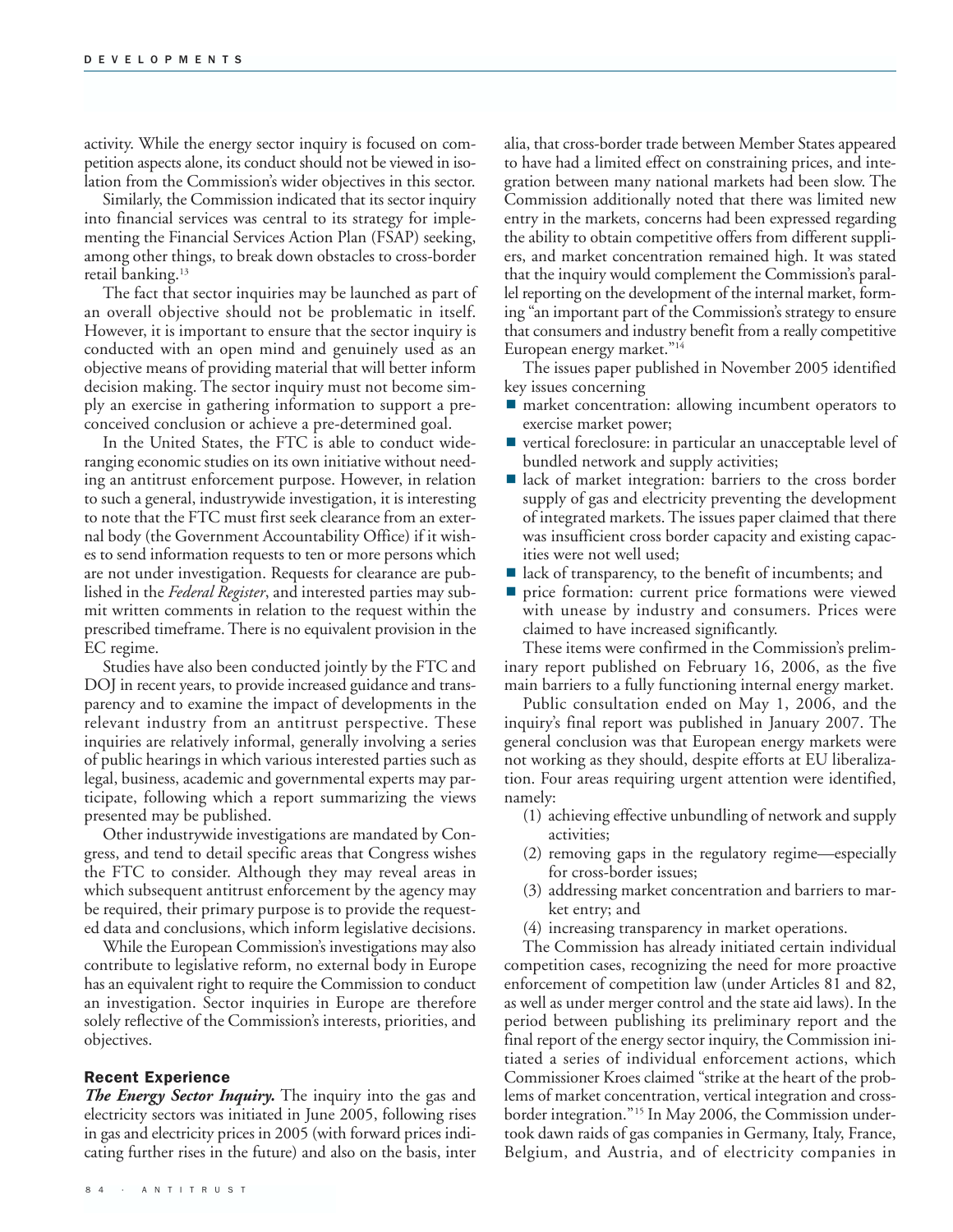activity. While the energy sector inquiry is focused on competition aspects alone, its conduct should not be viewed in isolation from the Commission's wider objectives in this sector.

Similarly, the Commission indicated that its sector inquiry into financial services was central to its strategy for implementing the Financial Services Action Plan (FSAP) seeking, among other things, to break down obstacles to cross-border retail banking.[13]

The fact that sector inquiries may be launched as part of an overall objective should not be problematic in itself. However, it is important to ensure that the sector inquiry is conducted with an open mind and genuinely used as an objective means of providing material that will better inform decision making. The sector inquiry must not become simply an exercise in gathering information to support a preconceived conclusion or achieve a pre-determined goal.

In the United States, the FTC is able to conduct wide-ranging economic studies on its own initiative without needing an antitrust enforcement purpose. However, in relation to such a general, industrywide investigation, it is interesting to note that the FTC must first seek clearance from an external body (the Government Accountability Office) if it wishes to send information requests to ten or more persons which are not under investigation. Requests for clearance are published in the *Federal Register*, and interested parties may submit written comments in relation to the request within the prescribed timeframe. There is no equivalent provision in the EC regime.

Studies have also been conducted jointly by the FTC and DOJ in recent years, to provide increased guidance and transparency and to examine the impact of developments in the relevant industry from an antitrust perspective. These inquiries are relatively informal, generally involving a series of public hearings in which various interested parties such as legal, business, academic and governmental experts may participate, following which a report summarizing the views presented may be published.

Other industrywide investigations are mandated by Congress, and tend to detail specific areas that Congress wishes the FTC to consider. Although they may reveal areas in which subsequent antitrust enforcement by the agency may be required, their primary purpose is to provide the requested data and conclusions, which inform legislative decisions.

While the European Commission's investigations may also contribute to legislative reform, no external body in Europe has an equivalent right to require the Commission to conduct an investigation. Sector inquiries in Europe are therefore solely reflective of the Commission's interests, priorities, and objectives.

### Recent Experience

***The Energy Sector Inquiry.*** The inquiry into the gas and electricity sectors was initiated in June 2005, following rises in gas and electricity prices in 2005 (with forward prices indicating further rises in the future) and also on the basis, inter alia, that cross-border trade between Member States appeared to have had a limited effect on constraining prices, and integration between many national markets had been slow. The Commission additionally noted that there was limited new entry in the markets, concerns had been expressed regarding the ability to obtain competitive offers from different suppliers, and market concentration remained high. It was stated that the inquiry would complement the Commission's parallel reporting on the development of the internal market, forming "an important part of the Commission's strategy to ensure that consumers and industry benefit from a really competitive European energy market."[14]

The issues paper published in November 2005 identified key issues concerning

- market concentration: allowing incumbent operators to exercise market power;
- vertical foreclosure: in particular an unacceptable level of bundled network and supply activities;
- lack of market integration: barriers to the cross border supply of gas and electricity preventing the development of integrated markets. The issues paper claimed that there was insufficient cross border capacity and existing capacities were not well used;
- lack of transparency, to the benefit of incumbents; and
- price formation: current price formations were viewed with unease by industry and consumers. Prices were claimed to have increased significantly.

These items were confirmed in the Commission's preliminary report published on February 16, 2006, as the five main barriers to a fully functioning internal energy market.

Public consultation ended on May 1, 2006, and the inquiry's final report was published in January 2007. The general conclusion was that European energy markets were not working as they should, despite efforts at EU liberalization. Four areas requiring urgent attention were identified, namely:

(1) achieving effective unbundling of network and supply activities;
(2) removing gaps in the regulatory regime—especially for cross-border issues;
(3) addressing market concentration and barriers to market entry; and
(4) increasing transparency in market operations.

The Commission has already initiated certain individual competition cases, recognizing the need for more proactive enforcement of competition law (under Articles 81 and 82, as well as under merger control and the state aid laws). In the period between publishing its preliminary report and the final report of the energy sector inquiry, the Commission initiated a series of individual enforcement actions, which Commissioner Kroes claimed "strike at the heart of the problems of market concentration, vertical integration and cross-border integration."[15] In May 2006, the Commission undertook dawn raids of gas companies in Germany, Italy, France, Belgium, and Austria, and of electricity companies in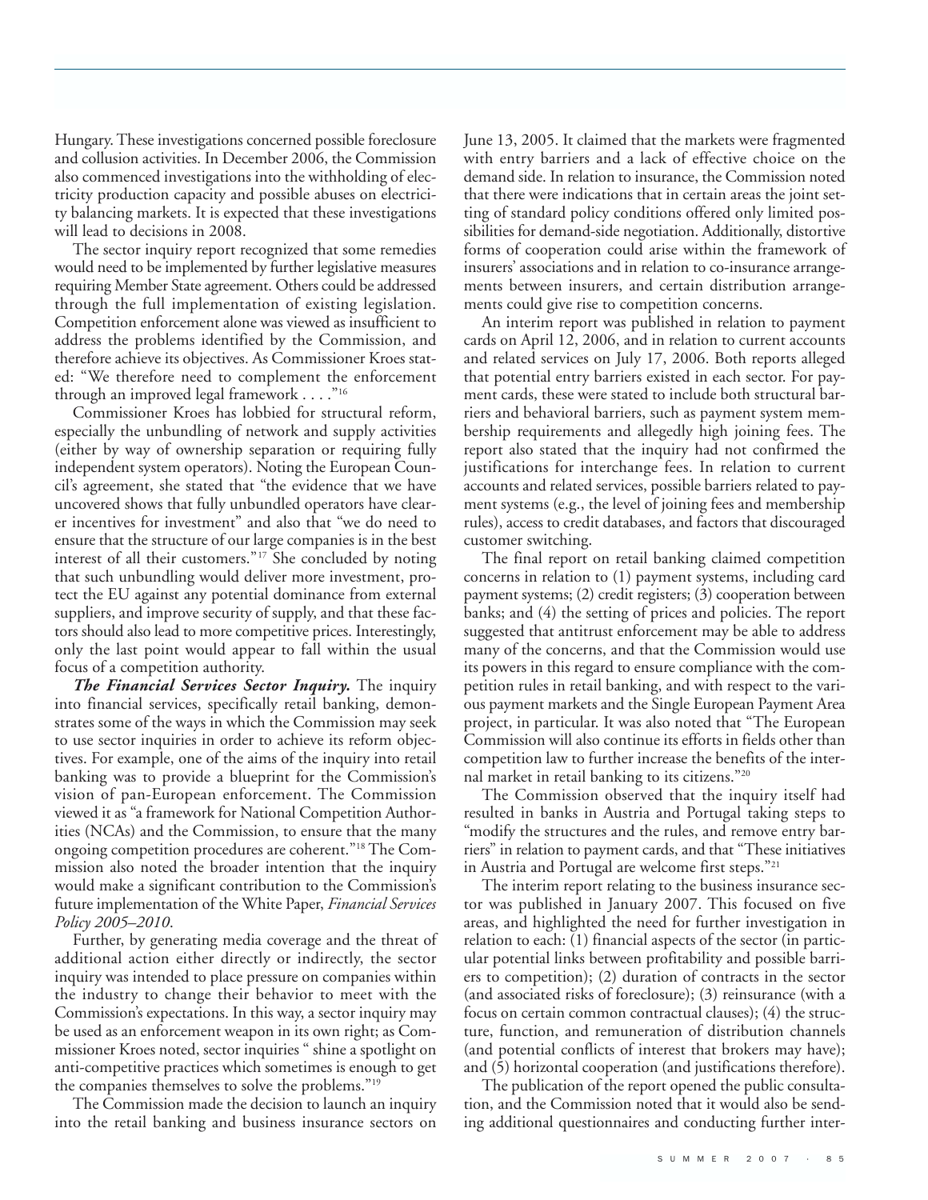Hungary. These investigations concerned possible foreclosure and collusion activities. In December 2006, the Commission also commenced investigations into the withholding of electricity production capacity and possible abuses on electricity balancing markets. It is expected that these investigations will lead to decisions in 2008.

The sector inquiry report recognized that some remedies would need to be implemented by further legislative measures requiring Member State agreement. Others could be addressed through the full implementation of existing legislation. Competition enforcement alone was viewed as insufficient to address the problems identified by the Commission, and therefore achieve its objectives. As Commissioner Kroes stated: "We therefore need to complement the enforcement through an improved legal framework . . . ."[16]

Commissioner Kroes has lobbied for structural reform, especially the unbundling of network and supply activities (either by way of ownership separation or requiring fully independent system operators). Noting the European Council's agreement, she stated that "the evidence that we have uncovered shows that fully unbundled operators have clearer incentives for investment" and also that "we do need to ensure that the structure of our large companies is in the best interest of all their customers."[17] She concluded by noting that such unbundling would deliver more investment, protect the EU against any potential dominance from external suppliers, and improve security of supply, and that these factors should also lead to more competitive prices. Interestingly, only the last point would appear to fall within the usual focus of a competition authority.

***The Financial Services Sector Inquiry.*** The inquiry into financial services, specifically retail banking, demonstrates some of the ways in which the Commission may seek to use sector inquiries in order to achieve its reform objectives. For example, one of the aims of the inquiry into retail banking was to provide a blueprint for the Commission's vision of pan-European enforcement. The Commission viewed it as "a framework for National Competition Authorities (NCAs) and the Commission, to ensure that the many ongoing competition procedures are coherent."[18] The Commission also noted the broader intention that the inquiry would make a significant contribution to the Commission's future implementation of the White Paper, *Financial Services Policy 2005–2010*.

Further, by generating media coverage and the threat of additional action either directly or indirectly, the sector inquiry was intended to place pressure on companies within the industry to change their behavior to meet with the Commission's expectations. In this way, a sector inquiry may be used as an enforcement weapon in its own right; as Commissioner Kroes noted, sector inquiries " shine a spotlight on anti-competitive practices which sometimes is enough to get the companies themselves to solve the problems."[19]

The Commission made the decision to launch an inquiry into the retail banking and business insurance sectors on June 13, 2005. It claimed that the markets were fragmented with entry barriers and a lack of effective choice on the demand side. In relation to insurance, the Commission noted that there were indications that in certain areas the joint setting of standard policy conditions offered only limited possibilities for demand-side negotiation. Additionally, distortive forms of cooperation could arise within the framework of insurers' associations and in relation to co-insurance arrangements between insurers, and certain distribution arrangements could give rise to competition concerns.

An interim report was published in relation to payment cards on April 12, 2006, and in relation to current accounts and related services on July 17, 2006. Both reports alleged that potential entry barriers existed in each sector. For payment cards, these were stated to include both structural barriers and behavioral barriers, such as payment system membership requirements and allegedly high joining fees. The report also stated that the inquiry had not confirmed the justifications for interchange fees. In relation to current accounts and related services, possible barriers related to payment systems (e.g., the level of joining fees and membership rules), access to credit databases, and factors that discouraged customer switching.

The final report on retail banking claimed competition concerns in relation to (1) payment systems, including card payment systems; (2) credit registers; (3) cooperation between banks; and (4) the setting of prices and policies. The report suggested that antitrust enforcement may be able to address many of the concerns, and that the Commission would use its powers in this regard to ensure compliance with the competition rules in retail banking, and with respect to the various payment markets and the Single European Payment Area project, in particular. It was also noted that "The European Commission will also continue its efforts in fields other than competition law to further increase the benefits of the internal market in retail banking to its citizens."[20]

The Commission observed that the inquiry itself had resulted in banks in Austria and Portugal taking steps to "modify the structures and the rules, and remove entry barriers" in relation to payment cards, and that "These initiatives in Austria and Portugal are welcome first steps."[21]

The interim report relating to the business insurance sector was published in January 2007. This focused on five areas, and highlighted the need for further investigation in relation to each: (1) financial aspects of the sector (in particular potential links between profitability and possible barriers to competition); (2) duration of contracts in the sector (and associated risks of foreclosure); (3) reinsurance (with a focus on certain common contractual clauses); (4) the structure, function, and remuneration of distribution channels (and potential conflicts of interest that brokers may have); and (5) horizontal cooperation (and justifications therefore).

The publication of the report opened the public consultation, and the Commission noted that it would also be sending additional questionnaires and conducting further inter-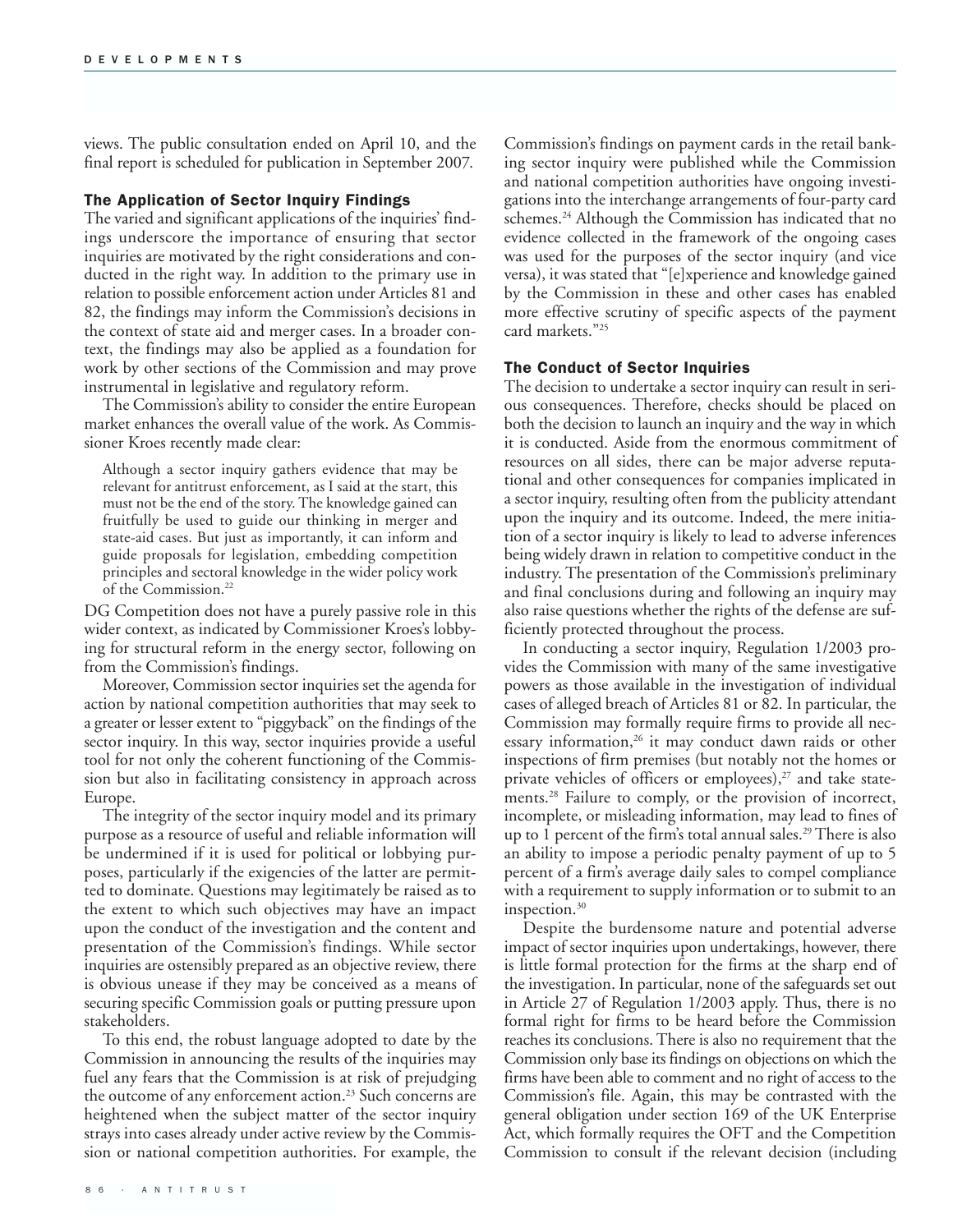views. The public consultation ended on April 10, and the final report is scheduled for publication in September 2007.

### The Application of Sector Inquiry Findings

The varied and significant applications of the inquiries' findings underscore the importance of ensuring that sector inquiries are motivated by the right considerations and conducted in the right way. In addition to the primary use in relation to possible enforcement action under Articles 81 and 82, the findings may inform the Commission's decisions in the context of state aid and merger cases. In a broader context, the findings may also be applied as a foundation for work by other sections of the Commission and may prove instrumental in legislative and regulatory reform.

The Commission's ability to consider the entire European market enhances the overall value of the work. As Commissioner Kroes recently made clear:

> Although a sector inquiry gathers evidence that may be relevant for antitrust enforcement, as I said at the start, this must not be the end of the story. The knowledge gained can fruitfully be used to guide our thinking in merger and state-aid cases. But just as importantly, it can inform and guide proposals for legislation, embedding competition principles and sectoral knowledge in the wider policy work of the Commission.[22]

DG Competition does not have a purely passive role in this wider context, as indicated by Commissioner Kroes's lobbying for structural reform in the energy sector, following on from the Commission's findings.

Moreover, Commission sector inquiries set the agenda for action by national competition authorities that may seek to a greater or lesser extent to "piggyback" on the findings of the sector inquiry. In this way, sector inquiries provide a useful tool for not only the coherent functioning of the Commission but also in facilitating consistency in approach across Europe.

The integrity of the sector inquiry model and its primary purpose as a resource of useful and reliable information will be undermined if it is used for political or lobbying purposes, particularly if the exigencies of the latter are permitted to dominate. Questions may legitimately be raised as to the extent to which such objectives may have an impact upon the conduct of the investigation and the content and presentation of the Commission's findings. While sector inquiries are ostensibly prepared as an objective review, there is obvious unease if they may be conceived as a means of securing specific Commission goals or putting pressure upon stakeholders.

To this end, the robust language adopted to date by the Commission in announcing the results of the inquiries may fuel any fears that the Commission is at risk of prejudging the outcome of any enforcement action.[23] Such concerns are heightened when the subject matter of the sector inquiry strays into cases already under active review by the Commission or national competition authorities. For example, the Commission's findings on payment cards in the retail banking sector inquiry were published while the Commission and national competition authorities have ongoing investigations into the interchange arrangements of four-party card schemes.[24] Although the Commission has indicated that no evidence collected in the framework of the ongoing cases was used for the purposes of the sector inquiry (and vice versa), it was stated that "[e]xperience and knowledge gained by the Commission in these and other cases has enabled more effective scrutiny of specific aspects of the payment card markets."[25]

### The Conduct of Sector Inquiries

The decision to undertake a sector inquiry can result in serious consequences. Therefore, checks should be placed on both the decision to launch an inquiry and the way in which it is conducted. Aside from the enormous commitment of resources on all sides, there can be major adverse reputational and other consequences for companies implicated in a sector inquiry, resulting often from the publicity attendant upon the inquiry and its outcome. Indeed, the mere initiation of a sector inquiry is likely to lead to adverse inferences being widely drawn in relation to competitive conduct in the industry. The presentation of the Commission's preliminary and final conclusions during and following an inquiry may also raise questions whether the rights of the defense are sufficiently protected throughout the process.

In conducting a sector inquiry, Regulation 1/2003 provides the Commission with many of the same investigative powers as those available in the investigation of individual cases of alleged breach of Articles 81 or 82. In particular, the Commission may formally require firms to provide all necessary information,[26] it may conduct dawn raids or other inspections of firm premises (but notably not the homes or private vehicles of officers or employees),[27] and take statements.[28] Failure to comply, or the provision of incorrect, incomplete, or misleading information, may lead to fines of up to 1 percent of the firm's total annual sales.[29] There is also an ability to impose a periodic penalty payment of up to 5 percent of a firm's average daily sales to compel compliance with a requirement to supply information or to submit to an inspection.[30]

Despite the burdensome nature and potential adverse impact of sector inquiries upon undertakings, however, there is little formal protection for the firms at the sharp end of the investigation. In particular, none of the safeguards set out in Article 27 of Regulation 1/2003 apply. Thus, there is no formal right for firms to be heard before the Commission reaches its conclusions. There is also no requirement that the Commission only base its findings on objections on which the firms have been able to comment and no right of access to the Commission's file. Again, this may be contrasted with the general obligation under section 169 of the UK Enterprise Act, which formally requires the OFT and the Competition Commission to consult if the relevant decision (including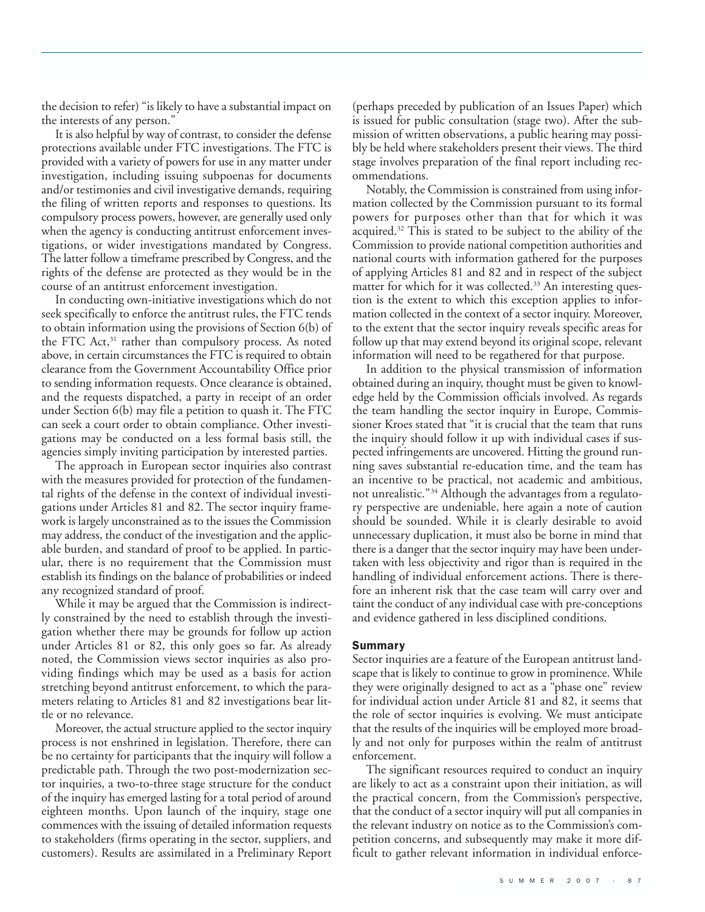the decision to refer) "is likely to have a substantial impact on the interests of any person."

It is also helpful by way of contrast, to consider the defense protections available under FTC investigations. The FTC is provided with a variety of powers for use in any matter under investigation, including issuing subpoenas for documents and/or testimonies and civil investigative demands, requiring the filing of written reports and responses to questions. Its compulsory process powers, however, are generally used only when the agency is conducting antitrust enforcement investigations, or wider investigations mandated by Congress. The latter follow a timeframe prescribed by Congress, and the rights of the defense are protected as they would be in the course of an antitrust enforcement investigation.

In conducting own-initiative investigations which do not seek specifically to enforce the antitrust rules, the FTC tends to obtain information using the provisions of Section 6(b) of the FTC Act,[31] rather than compulsory process. As noted above, in certain circumstances the FTC is required to obtain clearance from the Government Accountability Office prior to sending information requests. Once clearance is obtained, and the requests dispatched, a party in receipt of an order under Section 6(b) may file a petition to quash it. The FTC can seek a court order to obtain compliance. Other investigations may be conducted on a less formal basis still, the agencies simply inviting participation by interested parties.

The approach in European sector inquiries also contrast with the measures provided for protection of the fundamental rights of the defense in the context of individual investigations under Articles 81 and 82. The sector inquiry framework is largely unconstrained as to the issues the Commission may address, the conduct of the investigation and the applicable burden, and standard of proof to be applied. In particular, there is no requirement that the Commission must establish its findings on the balance of probabilities or indeed any recognized standard of proof.

While it may be argued that the Commission is indirectly constrained by the need to establish through the investigation whether there may be grounds for follow up action under Articles 81 or 82, this only goes so far. As already noted, the Commission views sector inquiries as also providing findings which may be used as a basis for action stretching beyond antitrust enforcement, to which the parameters relating to Articles 81 and 82 investigations bear little or no relevance.

Moreover, the actual structure applied to the sector inquiry process is not enshrined in legislation. Therefore, there can be no certainty for participants that the inquiry will follow a predictable path. Through the two post-modernization sector inquiries, a two-to-three stage structure for the conduct of the inquiry has emerged lasting for a total period of around eighteen months. Upon launch of the inquiry, stage one commences with the issuing of detailed information requests to stakeholders (firms operating in the sector, suppliers, and customers). Results are assimilated in a Preliminary Report (perhaps preceded by publication of an Issues Paper) which is issued for public consultation (stage two). After the submission of written observations, a public hearing may possibly be held where stakeholders present their views. The third stage involves preparation of the final report including recommendations.

Notably, the Commission is constrained from using information collected by the Commission pursuant to its formal powers for purposes other than that for which it was acquired.[32] This is stated to be subject to the ability of the Commission to provide national competition authorities and national courts with information gathered for the purposes of applying Articles 81 and 82 and in respect of the subject matter for which for it was collected.[33] An interesting question is the extent to which this exception applies to information collected in the context of a sector inquiry. Moreover, to the extent that the sector inquiry reveals specific areas for follow up that may extend beyond its original scope, relevant information will need to be regathered for that purpose.

In addition to the physical transmission of information obtained during an inquiry, thought must be given to knowledge held by the Commission officials involved. As regards the team handling the sector inquiry in Europe, Commissioner Kroes stated that "it is crucial that the team that runs the inquiry should follow it up with individual cases if suspected infringements are uncovered. Hitting the ground running saves substantial re-education time, and the team has an incentive to be practical, not academic and ambitious, not unrealistic."[34] Although the advantages from a regulatory perspective are undeniable, here again a note of caution should be sounded. While it is clearly desirable to avoid unnecessary duplication, it must also be borne in mind that there is a danger that the sector inquiry may have been undertaken with less objectivity and rigor than is required in the handling of individual enforcement actions. There is therefore an inherent risk that the case team will carry over and taint the conduct of any individual case with pre-conceptions and evidence gathered in less disciplined conditions.

## Summary

Sector inquiries are a feature of the European antitrust landscape that is likely to continue to grow in prominence. While they were originally designed to act as a "phase one" review for individual action under Article 81 and 82, it seems that the role of sector inquiries is evolving. We must anticipate that the results of the inquiries will be employed more broadly and not only for purposes within the realm of antitrust enforcement.

The significant resources required to conduct an inquiry are likely to act as a constraint upon their initiation, as will the practical concern, from the Commission's perspective, that the conduct of a sector inquiry will put all companies in the relevant industry on notice as to the Commission's competition concerns, and subsequently may make it more difficult to gather relevant information in individual enforce-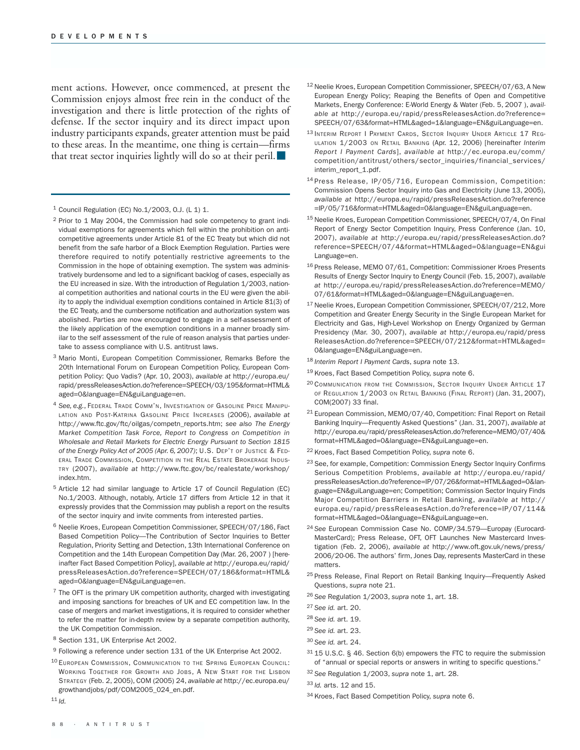ment actions. However, once commenced, at present the Commission enjoys almost free rein in the conduct of the investigation and there is little protection of the rights of defense. If the sector inquiry and its direct impact upon industry participants expands, greater attention must be paid to these areas. In the meantime, one thing is certain—firms that treat sector inquiries lightly will do so at their peril. ■

---

[1] Council Regulation (EC) No.1/2003, O.J. (L 1) 1.

[2] Prior to 1 May 2004, the Commission had sole competency to grant individual exemptions for agreements which fell within the prohibition on anticompetitive agreements under Article 81 of the EC Treaty but which did not benefit from the safe harbor of a Block Exemption Regulation. Parties were therefore required to notify potentially restrictive agreements to the Commission in the hope of obtaining exemption. The system was administratively burdensome and led to a significant backlog of cases, especially as the EU increased in size. With the introduction of Regulation 1/2003, national competition authorities and national courts in the EU were given the ability to apply the individual exemption conditions contained in Article 81(3) of the EC Treaty, and the cumbersome notification and authorization system was abolished. Parties are now encouraged to engage in a self-assessment of the likely application of the exemption conditions in a manner broadly similar to the self assessment of the rule of reason analysis that parties undertake to assess compliance with U.S. antitrust laws.

[3] Mario Monti, European Competition Commissioner, Remarks Before the 20th International Forum on European Competition Policy, European Competition Policy: Quo Vadis? (Apr. 10, 2003), *available at* http://europa.eu/rapid/pressReleasesAction.do?reference=SPEECH/03/195&format=HTML&aged=0&language=EN&guiLanguage=en.

[4] *See, e.g.*, Federal Trade Comm'n, Investigation of Gasoline Price Manipulation and Post-Katrina Gasoline Price Increases (2006), *available at* http://www.ftc.gov/ftc/oilgas/competn_reports.htm; *see also The Energy Market Competition Task Force, Report to Congress on Competition in Wholesale and Retail Markets for Electric Energy Pursuant to Section 1815 of the Energy Policy Act of 2005 (Apr. 6, 2007)*; U.S. Dep't of Justice & Federal Trade Commission, Competition in the Real Estate Brokerage Industry (2007), *available at* http://www.ftc.gov/bc/realestate/workshop/index.htm.

[5] Article 12 had similar language to Article 17 of Council Regulation (EC) No.1/2003. Although, notably, Article 17 differs from Article 12 in that it expressly provides that the Commission may publish a report on the results of the sector inquiry and invite comments from interested parties.

[6] Neelie Kroes, European Competition Commissioner, SPEECH/07/186, Fact Based Competition Policy—The Contribution of Sector Inquiries to Better Regulation, Priority Setting and Detection, 13th International Conference on Competition and the 14th European Competition Day (Mar. 26, 2007 ) [hereinafter Fact Based Competition Policy], *available at* http://europa.eu/rapid/pressReleasesAction.do?reference=SPEECH/07/186&format=HTML&aged=0&language=EN&guiLanguage=en.

[7] The OFT is the primary UK competition authority, charged with investigating and imposing sanctions for breaches of UK and EC competition law. In the case of mergers and market investigations, it is required to consider whether to refer the matter for in-depth review by a separate competition authority, the UK Competition Commission.

[8] Section 131, UK Enterprise Act 2002.

[9] Following a reference under section 131 of the UK Enterprise Act 2002.

[10] European Commission, Communication to the Spring European Council: Working Together for Growth and Jobs, A New Start for the Lisbon Strategy (Feb. 2, 2005), COM (2005) 24, *available at* http://ec.europa.eu/growthandjobs/pdf/COM2005_024_en.pdf.

[11] *Id.*

[12] Neelie Kroes, European Competition Commissioner, SPEECH/07/63, A New European Energy Policy; Reaping the Benefits of Open and Competitive Markets, Energy Conference: E-World Energy & Water (Feb. 5, 2007 ), *available at* http://europa.eu/rapid/pressReleasesAction.do?reference=SPEECH/07/63&format=HTML&aged=1&language=EN&guiLanguage=en.

[13] Interim Report I Payment Cards, Sector Inquiry Under Article 17 Regulation 1/2003 on Retail Banking (Apr. 12, 2006) [hereinafter *Interim Report I Payment Cards*], *available at* http://ec.europa.eu/comm/competition/antitrust/others/sector_inquiries/financial_services/interim_report_1.pdf.

[14] Press Release, IP/05/716, European Commission, Competition: Commission Opens Sector Inquiry into Gas and Electricity (June 13, 2005), *available at* http://europa.eu/rapid/pressReleasesAction.do?reference=IP/05/716&format=HTML&aged=0&language=EN&guiLanguage=en.

[15] Neelie Kroes, European Competition Commissioner, SPEECH/07/4, On Final Report of Energy Sector Competition Inquiry, Press Conference (Jan. 10, 2007), *available at* http://europa.eu/rapid/pressReleasesAction.do?reference=SPEECH/07/4&format=HTML&aged=0&language=EN&guiLanguage=en.

[16] Press Release, MEMO 07/61, Competition: Commissioner Kroes Presents Results of Energy Sector Inquiry to Energy Council (Feb. 15, 2007), *available at* http://europa.eu/rapid/pressReleasesAction.do?reference=MEMO/07/61&format=HTML&aged=0&language=EN&guiLanguage=en.

[17] Neelie Kroes, European Competition Commissioner, SPEECH/07/212, More Competition and Greater Energy Security in the Single European Market for Electricity and Gas, High-Level Workshop on Energy Organized by German Presidency (Mar. 30, 2007), *available at* http://europa.eu/rapid/pressReleasesAction.do?reference=SPEECH/07/212&format=HTML&aged=0&language=EN&guiLanguage=en.

[18] *Interim Report I Payment Cards*, *supra* note 13.

[19] Kroes, Fact Based Competition Policy, *supra* note 6.

[20] Communication from the Commission, Sector Inquiry Under Article 17 of Regulation 1/2003 on Retail Banking (Final Report) (Jan. 31, 2007), COM(2007) 33 final.

[21] European Commission, MEMO/07/40, Competition: Final Report on Retail Banking Inquiry—Frequently Asked Questions" (Jan. 31, 2007), *available at* http://europa.eu/rapid/pressReleasesAction.do?reference=MEMO/07/40&format=HTML&aged=0&language=EN&guiLanguage=en.

[22] Kroes, Fact Based Competition Policy, *supra* note 6.

[23] See, for example, Competition: Commission Energy Sector Inquiry Confirms Serious Competition Problems, *available at* http://europa.eu/rapid/pressReleasesAction.do?reference=IP/07/26&format=HTML&aged=0&language=EN&guiLanguage=en; Competition; Commission Sector Inquiry Finds Major Competition Barriers in Retail Banking, *available at* http://europa.eu/rapid/pressReleasesAction.do?reference=IP/07/114&format=HTML&aged=0&language=EN&guiLanguage=en.

[24] *See* European Commission Case No. COMP/34.579—Europay (Eurocard-MasterCard); Press Release, OFT, OFT Launches New Mastercard Investigation (Feb. 2, 2006), *available at* http://www.oft.gov.uk/news/press/2006/20-06. The authors' firm, Jones Day, represents MasterCard in these matters.

[25] Press Release, Final Report on Retail Banking Inquiry—Frequently Asked Questions, *supra* note 21.

[26] *See* Regulation 1/2003, *supra* note 1, art. 18.

[27] *See id.* art. 20.

[28] *See id.* art. 19.

[29] *See id.* art. 23.

[30] *See id.* art. 24.

[31] 15 U.S.C. § 46. Section 6(b) empowers the FTC to require the submission of "annual or special reports or answers in writing to specific questions."

[32] *See* Regulation 1/2003, *supra* note 1, art. 28.

[33] *Id.* arts. 12 and 15.

[34] Kroes, Fact Based Competition Policy, *supra* note 6.